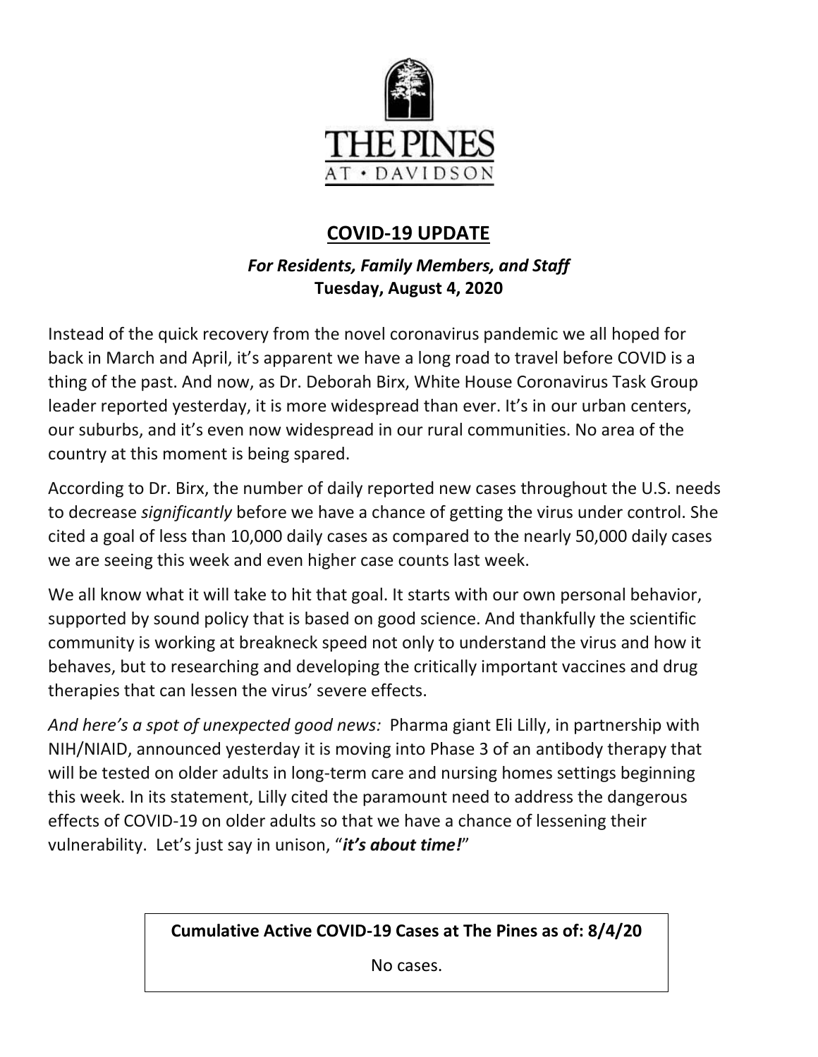THE PINES
AT • DAVIDSON

# COVID-19 UPDATE

***For Residents, Family Members, and Staff***
**Tuesday, August 4, 2020**

Instead of the quick recovery from the novel coronavirus pandemic we all hoped for back in March and April, it's apparent we have a long road to travel before COVID is a thing of the past. And now, as Dr. Deborah Birx, White House Coronavirus Task Group leader reported yesterday, it is more widespread than ever. It's in our urban centers, our suburbs, and it's even now widespread in our rural communities. No area of the country at this moment is being spared.

According to Dr. Birx, the number of daily reported new cases throughout the U.S. needs to decrease *significantly* before we have a chance of getting the virus under control. She cited a goal of less than 10,000 daily cases as compared to the nearly 50,000 daily cases we are seeing this week and even higher case counts last week.

We all know what it will take to hit that goal. It starts with our own personal behavior, supported by sound policy that is based on good science. And thankfully the scientific community is working at breakneck speed not only to understand the virus and how it behaves, but to researching and developing the critically important vaccines and drug therapies that can lessen the virus' severe effects.

*And here's a spot of unexpected good news:* Pharma giant Eli Lilly, in partnership with NIH/NIAID, announced yesterday it is moving into Phase 3 of an antibody therapy that will be tested on older adults in long-term care and nursing homes settings beginning this week. In its statement, Lilly cited the paramount need to address the dangerous effects of COVID-19 on older adults so that we have a chance of lessening their vulnerability. Let's just say in unison, "***it's about time!***"

| **Cumulative Active COVID-19 Cases at The Pines as of: 8/4/20** |
| --- |
| No cases. |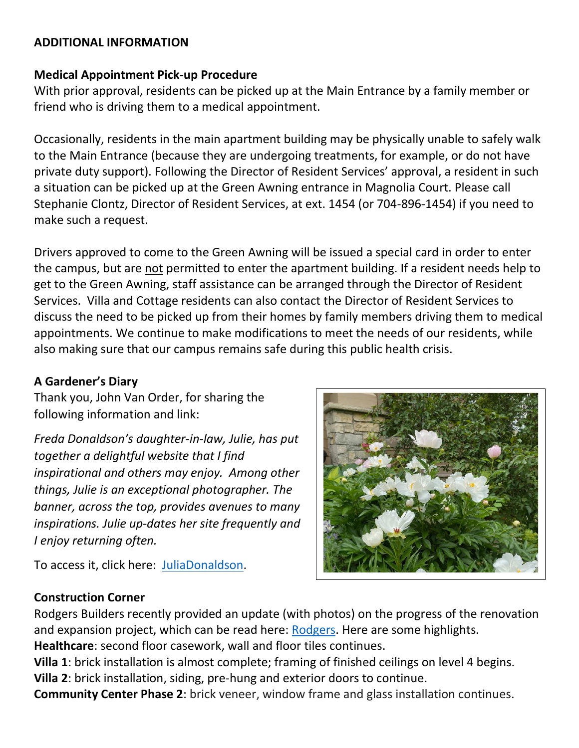**ADDITIONAL INFORMATION**

**Medical Appointment Pick-up Procedure**

With prior approval, residents can be picked up at the Main Entrance by a family member or friend who is driving them to a medical appointment.

Occasionally, residents in the main apartment building may be physically unable to safely walk to the Main Entrance (because they are undergoing treatments, for example, or do not have private duty support). Following the Director of Resident Services' approval, a resident in such a situation can be picked up at the Green Awning entrance in Magnolia Court. Please call Stephanie Clontz, Director of Resident Services, at ext. 1454 (or 704-896-1454) if you need to make such a request.

Drivers approved to come to the Green Awning will be issued a special card in order to enter the campus, but are not permitted to enter the apartment building. If a resident needs help to get to the Green Awning, staff assistance can be arranged through the Director of Resident Services. Villa and Cottage residents can also contact the Director of Resident Services to discuss the need to be picked up from their homes by family members driving them to medical appointments. We continue to make modifications to meet the needs of our residents, while also making sure that our campus remains safe during this public health crisis.

**A Gardener's Diary**

Thank you, John Van Order, for sharing the following information and link:

*Freda Donaldson's daughter-in-law, Julie, has put together a delightful website that I find inspirational and others may enjoy. Among other things, Julie is an exceptional photographer. The banner, across the top, provides avenues to many inspirations. Julie up-dates her site frequently and I enjoy returning often.*

To access it, click here: JuliaDonaldson.

**Construction Corner**

Rodgers Builders recently provided an update (with photos) on the progress of the renovation and expansion project, which can be read here: Rodgers. Here are some highlights.

**Healthcare**: second floor casework, wall and floor tiles continues.

**Villa 1**: brick installation is almost complete; framing of finished ceilings on level 4 begins.

**Villa 2**: brick installation, siding, pre-hung and exterior doors to continue.

**Community Center Phase 2**: brick veneer, window frame and glass installation continues.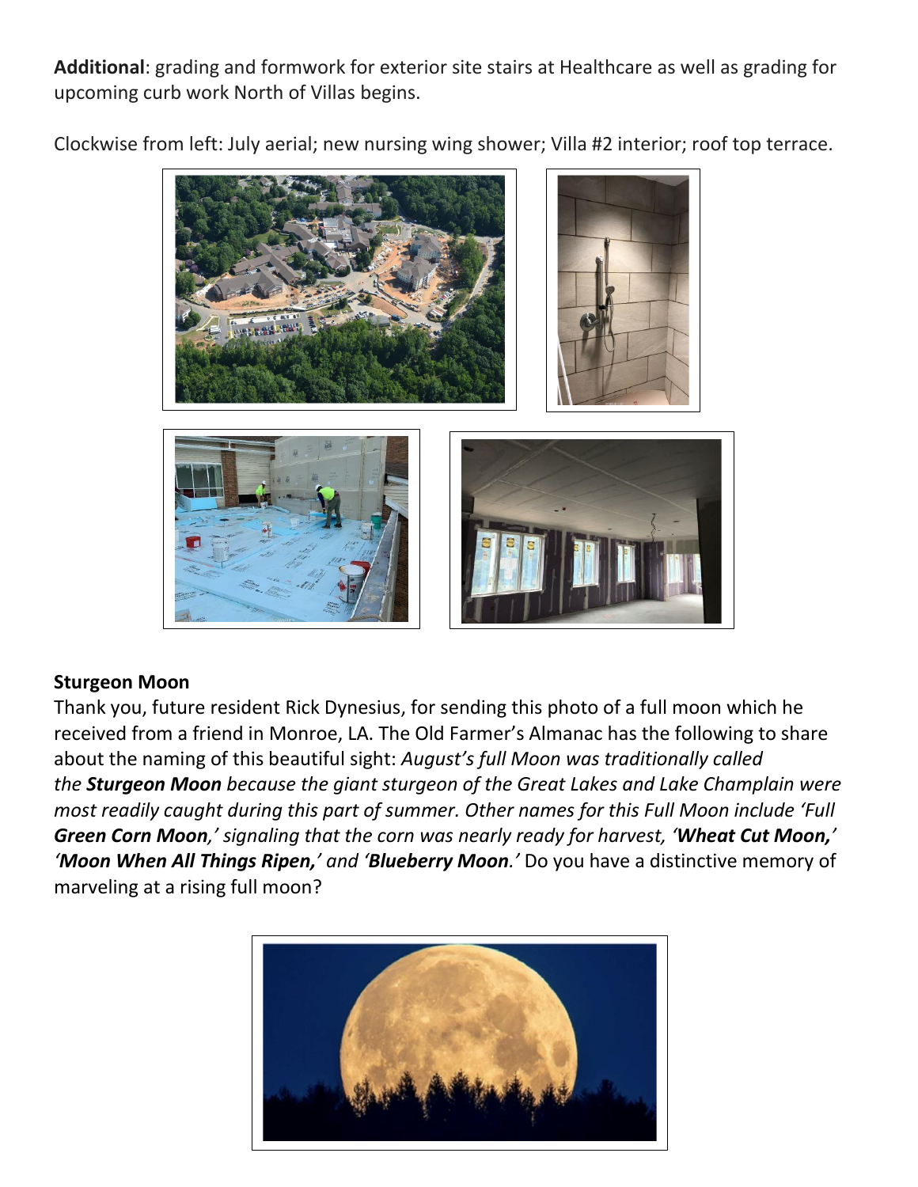**Additional**: grading and formwork for exterior site stairs at Healthcare as well as grading for upcoming curb work North of Villas begins.

Clockwise from left: July aerial; new nursing wing shower; Villa #2 interior; roof top terrace.

**Sturgeon Moon**

Thank you, future resident Rick Dynesius, for sending this photo of a full moon which he received from a friend in Monroe, LA. The Old Farmer's Almanac has the following to share about the naming of this beautiful sight: *August's full Moon was traditionally called the* ***Sturgeon Moon*** *because the giant sturgeon of the Great Lakes and Lake Champlain were most readily caught during this part of summer. Other names for this Full Moon include 'Full* ***Green Corn Moon****,' signaling that the corn was nearly ready for harvest, '****Wheat Cut Moon,****' '****Moon When All Things Ripen,****' and '****Blueberry Moon****.'* Do you have a distinctive memory of marveling at a rising full moon?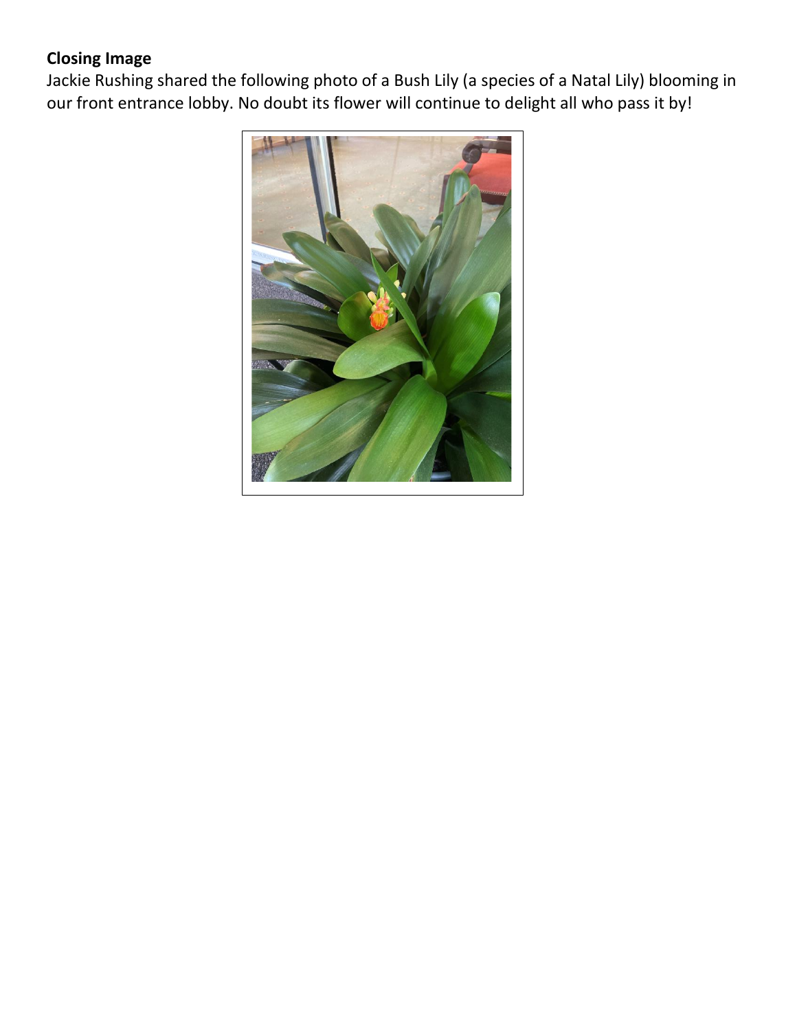**Closing Image**

Jackie Rushing shared the following photo of a Bush Lily (a species of a Natal Lily) blooming in our front entrance lobby. No doubt its flower will continue to delight all who pass it by!